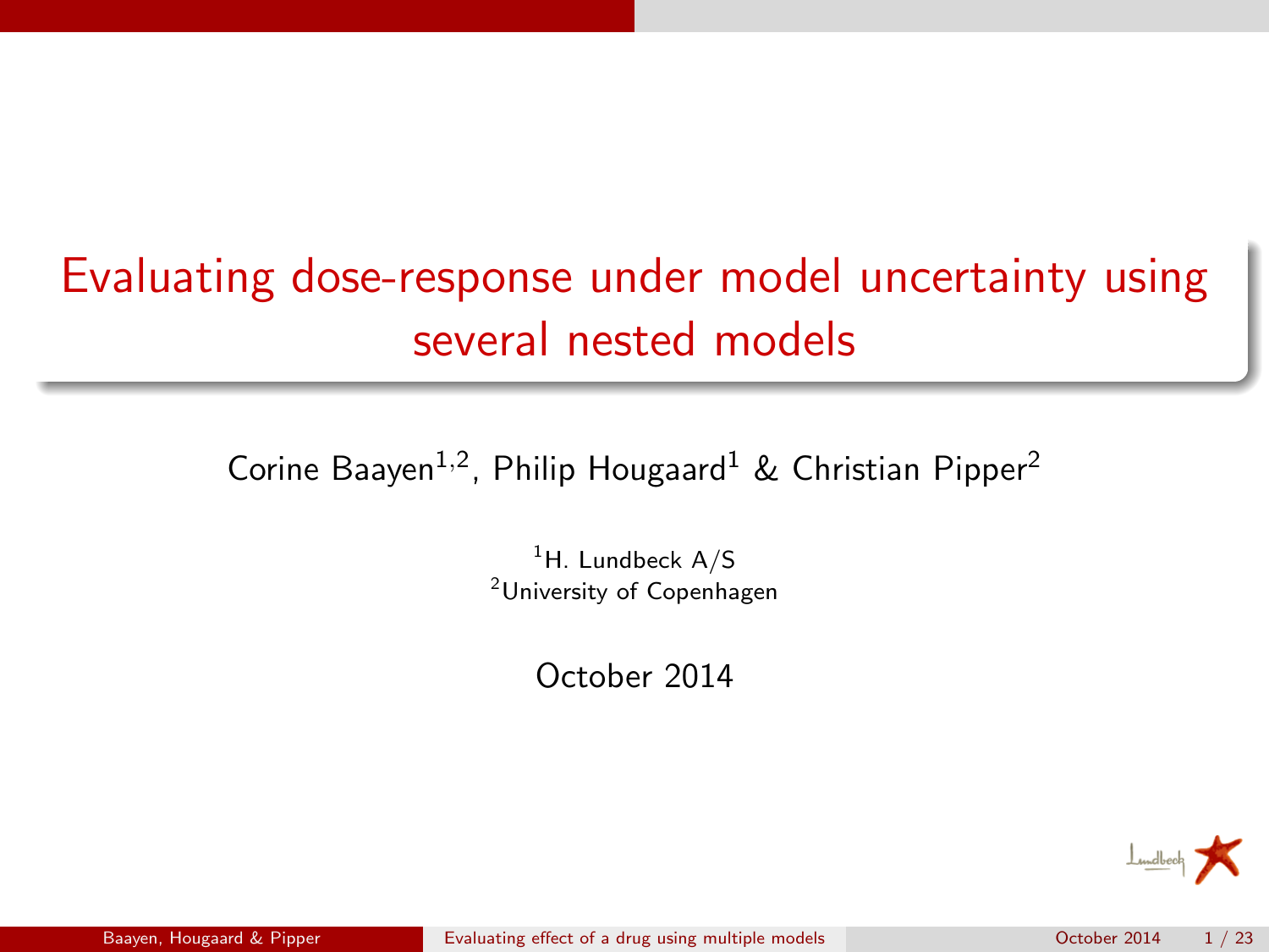# Evaluating dose-response under model uncertainty using several nested models

Corine Baayen[1,2], Philip Hougaard[1] & Christian Pipper[2]

[1]H. Lundbeck A/S
[2]University of Copenhagen

October 2014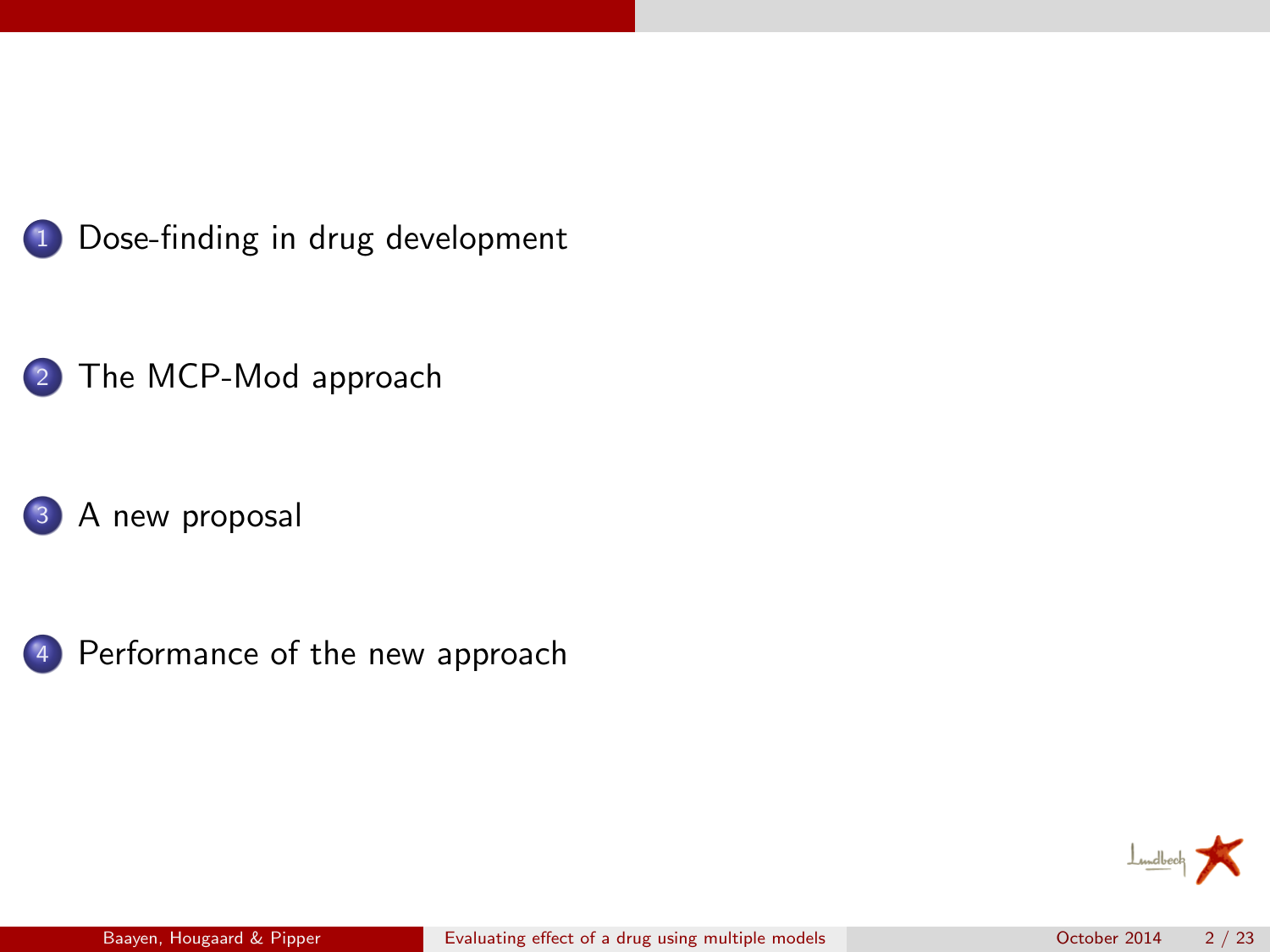1. Dose-finding in drug development

2. The MCP-Mod approach

3. A new proposal

4. Performance of the new approach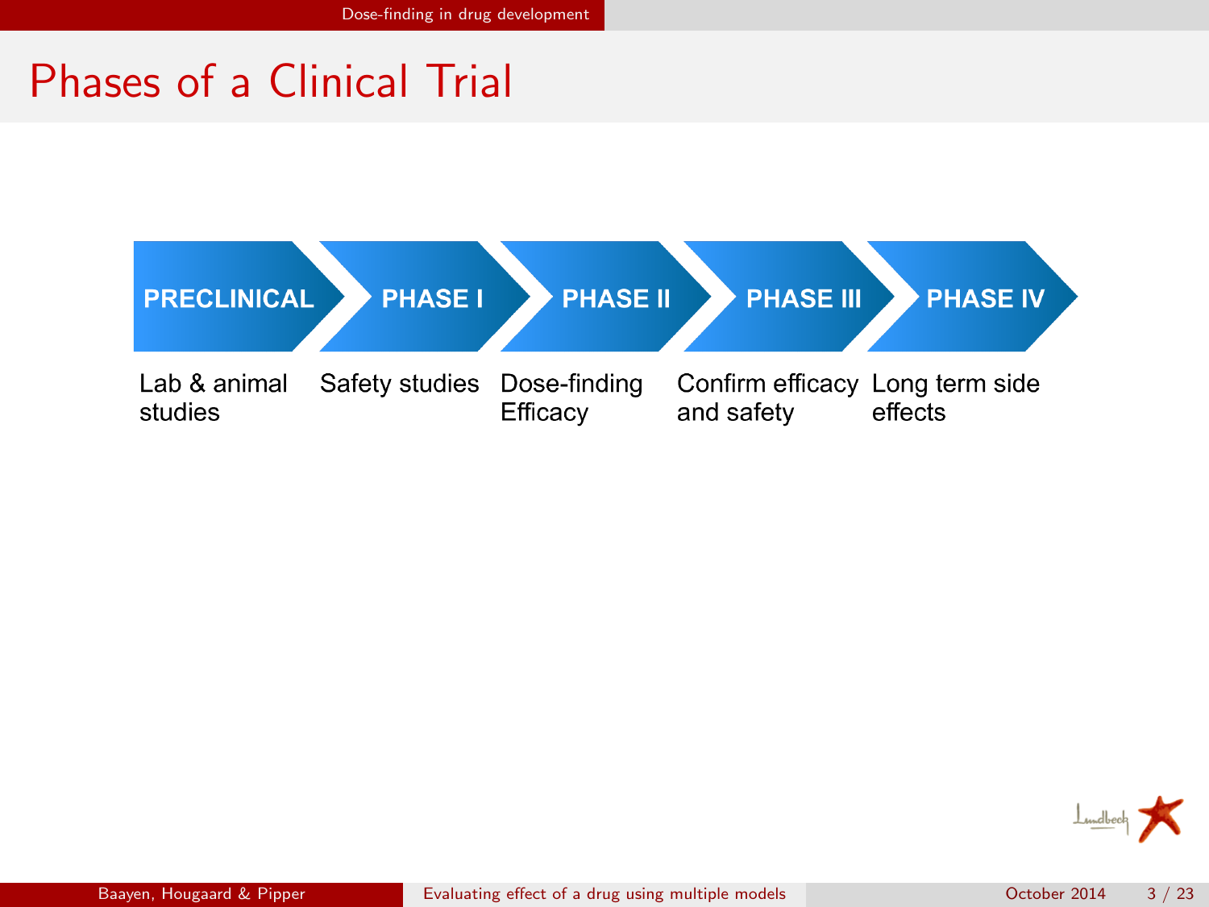# Phases of a Clinical Trial

| PRECLINICAL | PHASE I | PHASE II | PHASE III | PHASE IV |
| --- | --- | --- | --- | --- |
| Lab & animal studies | Safety studies | Dose-finding Efficacy | Confirm efficacy and safety | Long term side effects |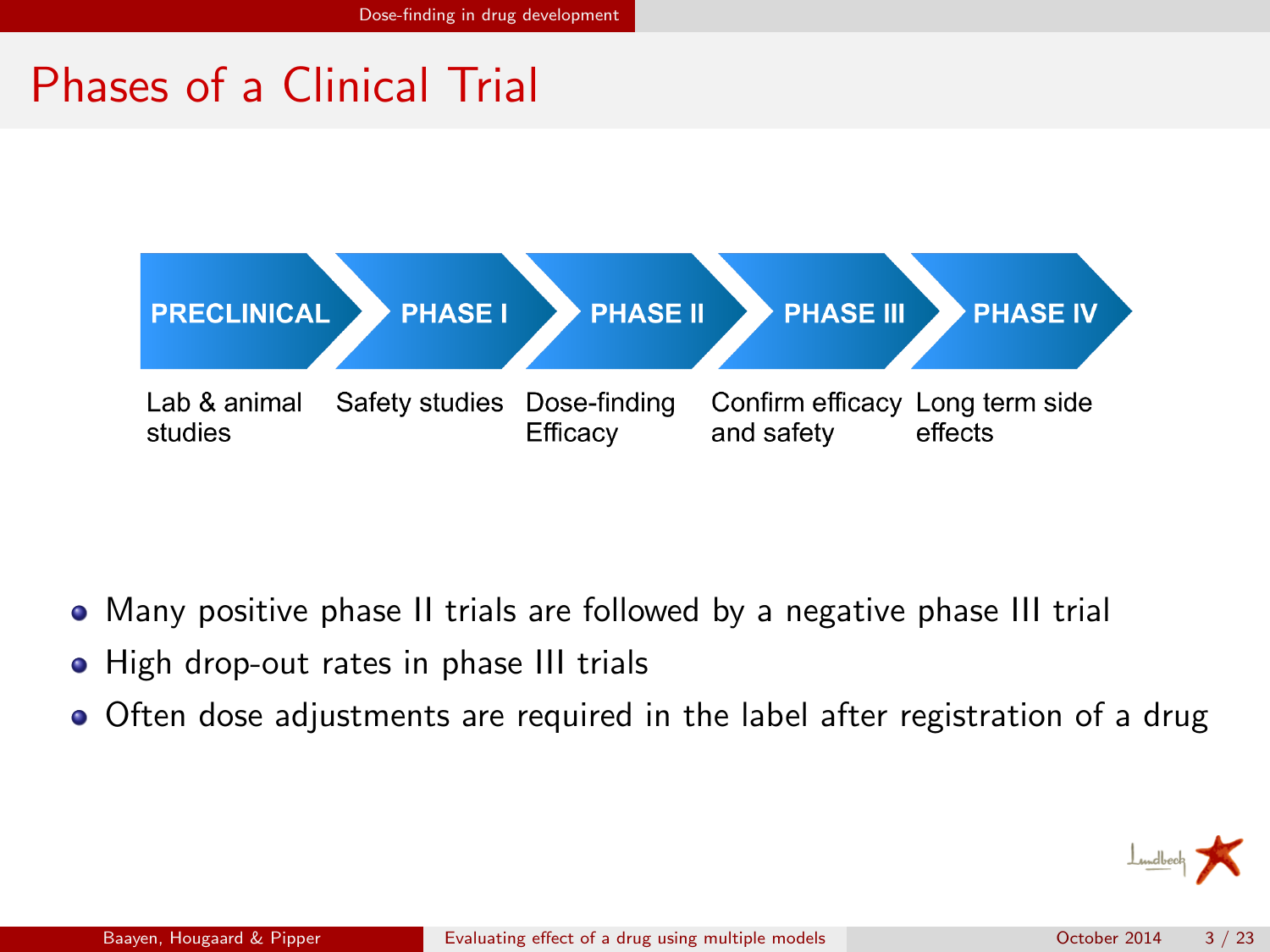# Phases of a Clinical Trial

| PRECLINICAL | PHASE I | PHASE II | PHASE III | PHASE IV |
|---|---|---|---|---|
| Lab & animal studies | Safety studies | Dose-finding Efficacy | Confirm efficacy and safety | Long term side effects |

- Many positive phase II trials are followed by a negative phase III trial
- High drop-out rates in phase III trials
- Often dose adjustments are required in the label after registration of a drug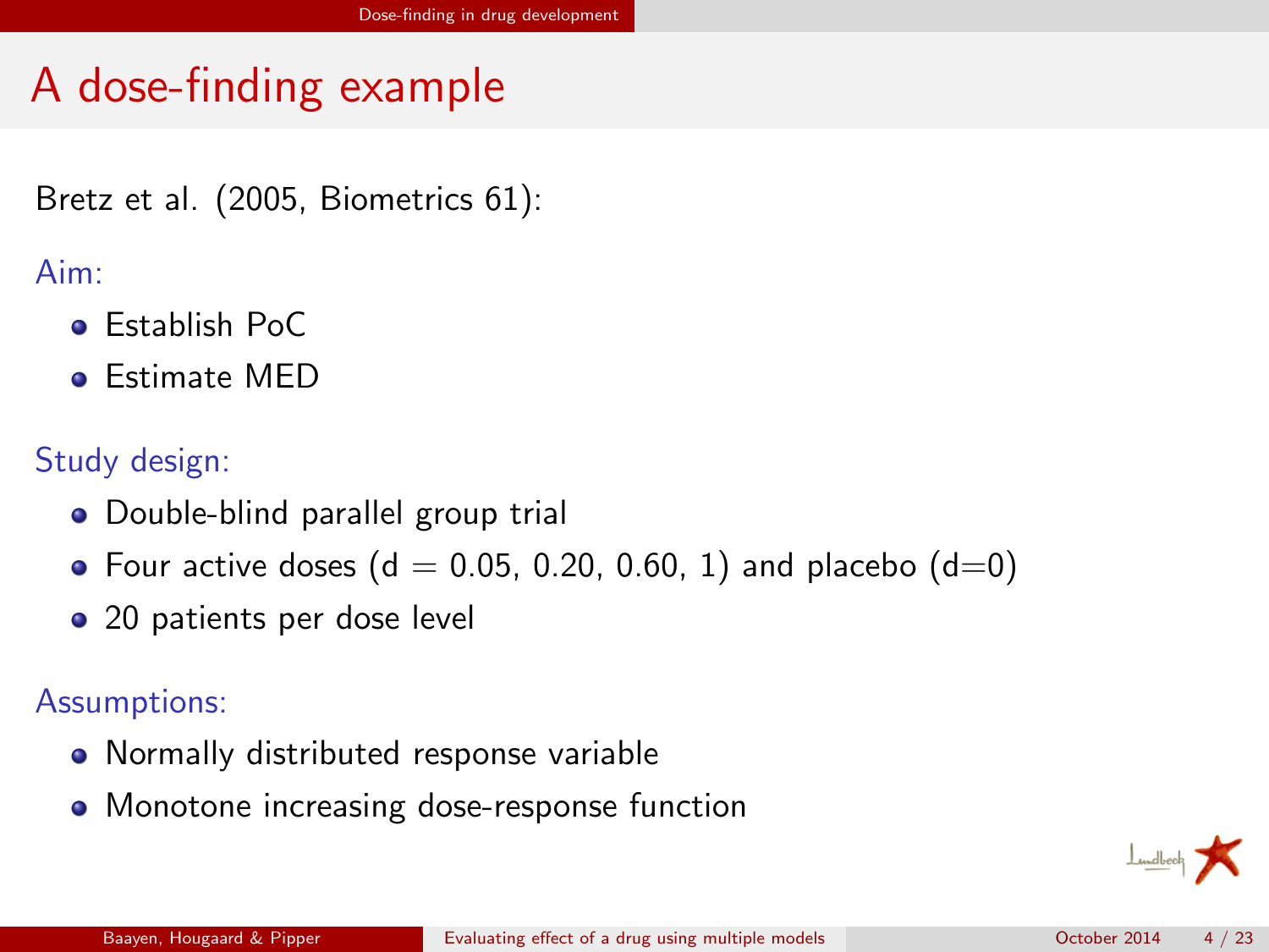# A dose-finding example

Bretz et al. (2005, Biometrics 61):

Aim:

- Establish PoC
- Estimate MED

Study design:

- Double-blind parallel group trial
- Four active doses ($d = 0.05, 0.20, 0.60, 1$) and placebo ($d=0$)
- 20 patients per dose level

Assumptions:

- Normally distributed response variable
- Monotone increasing dose-response function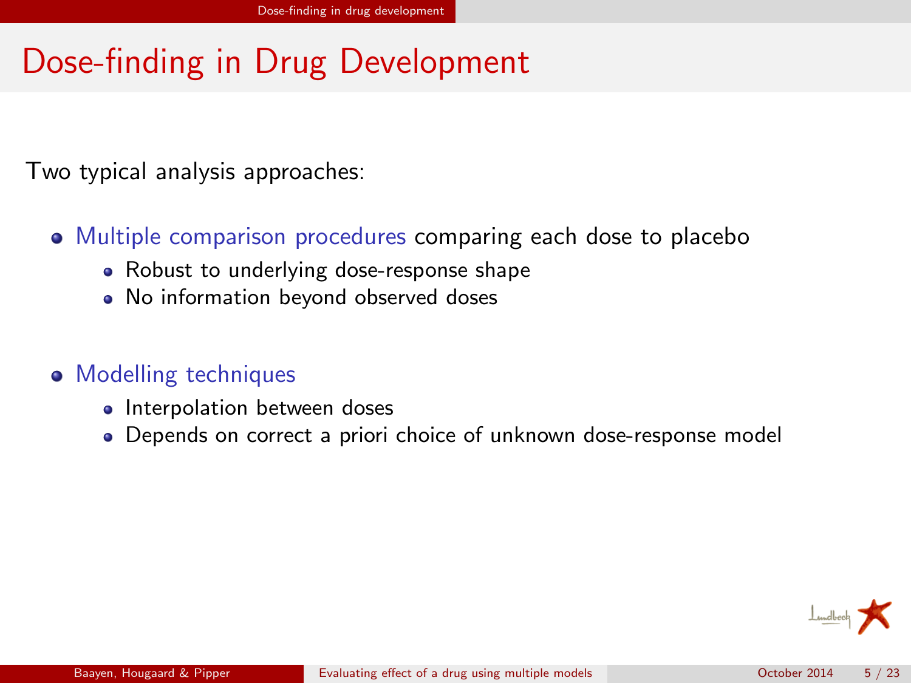# Dose-finding in Drug Development

Two typical analysis approaches:

- Multiple comparison procedures comparing each dose to placebo
  - Robust to underlying dose-response shape
  - No information beyond observed doses
- Modelling techniques
  - Interpolation between doses
  - Depends on correct a priori choice of unknown dose-response model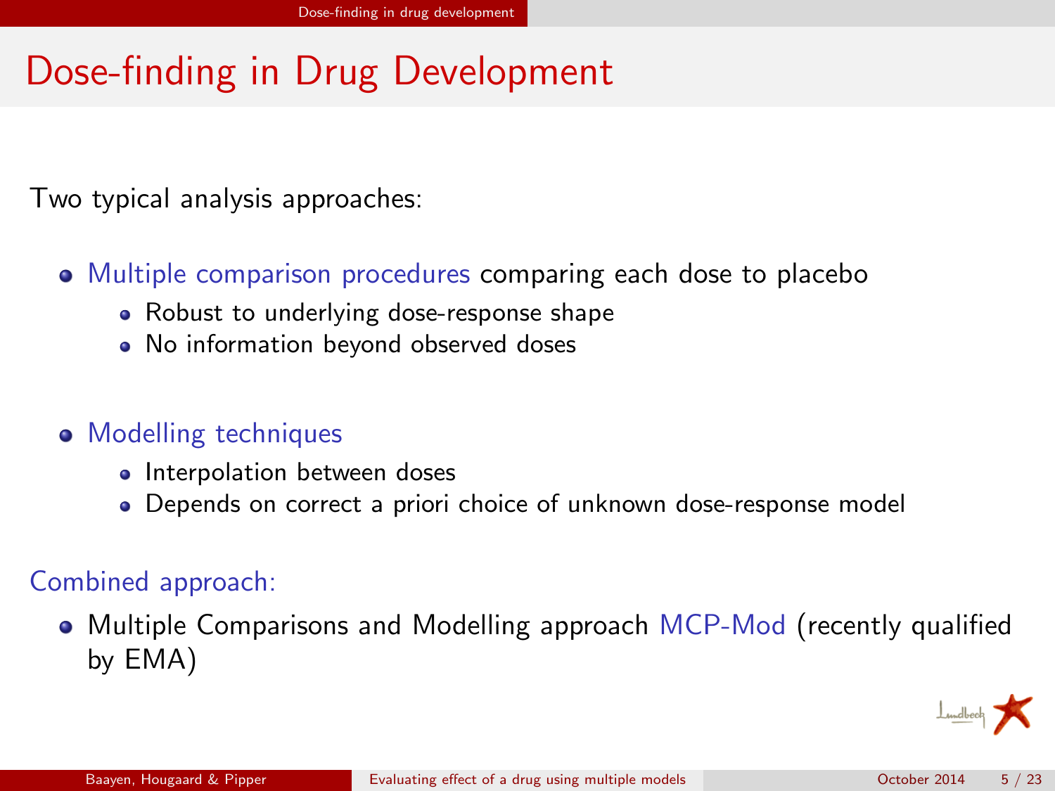# Dose-finding in Drug Development

Two typical analysis approaches:

- Multiple comparison procedures comparing each dose to placebo
  - Robust to underlying dose-response shape
  - No information beyond observed doses

- Modelling techniques
  - Interpolation between doses
  - Depends on correct a priori choice of unknown dose-response model

Combined approach:

- Multiple Comparisons and Modelling approach MCP-Mod (recently qualified by EMA)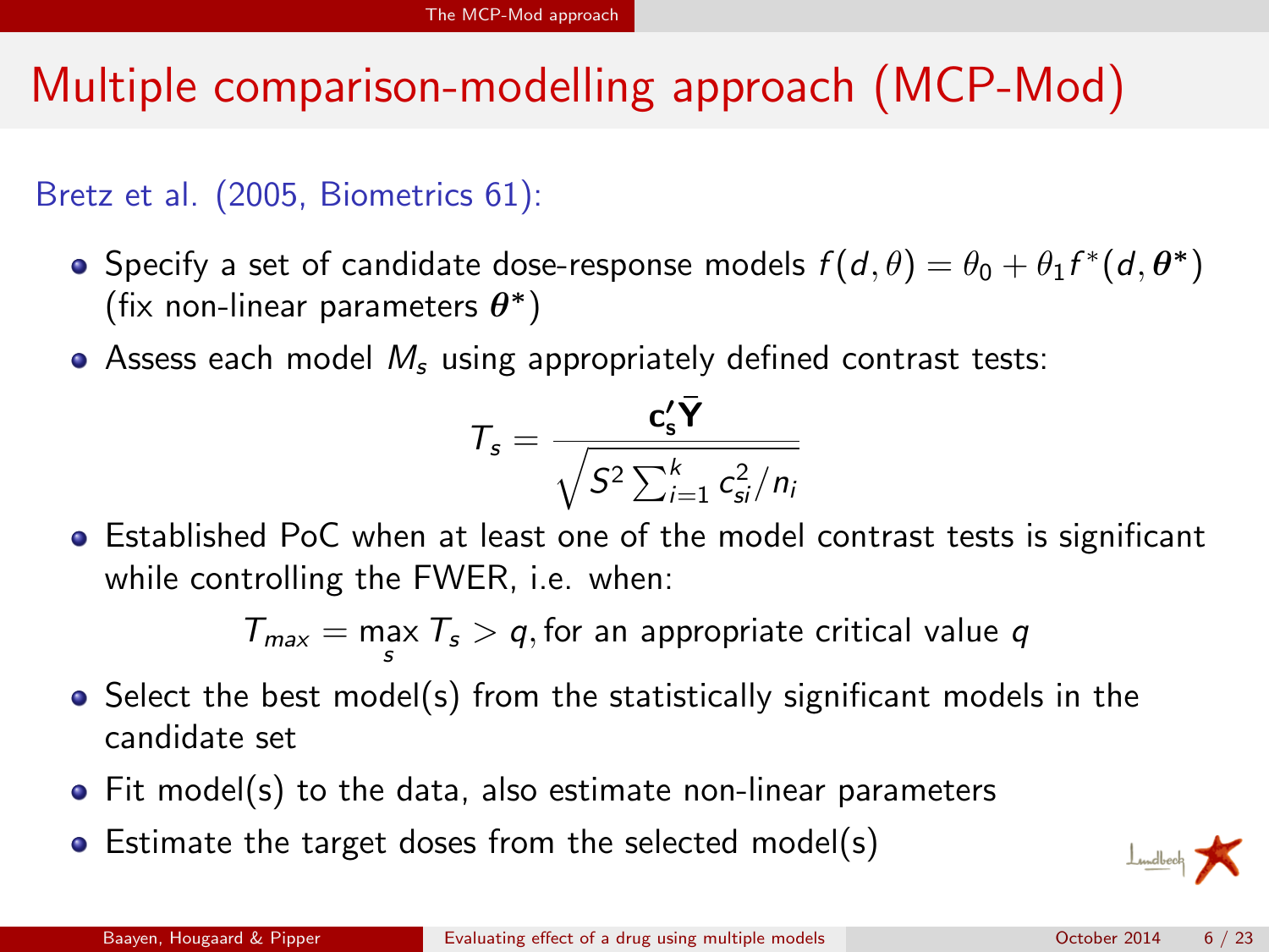# Multiple comparison-modelling approach (MCP-Mod)

Bretz et al. (2005, Biometrics 61):

- Specify a set of candidate dose-response models $f(d, \theta) = \theta_0 + \theta_1 f^*(d, \boldsymbol{\theta}^*)$ (fix non-linear parameters $\boldsymbol{\theta}^*$)
- Assess each model $M_s$ using appropriately defined contrast tests:

$$T_s = \frac{\mathbf{c_s'}\bar{\mathbf{Y}}}{\sqrt{S^2 \sum_{i=1}^{k} c_{si}^2 / n_i}}$$

- Established PoC when at least one of the model contrast tests is significant while controlling the FWER, i.e. when:

$$T_{max} = \max_s T_s > q, \text{for an appropriate critical value } q$$

- Select the best model(s) from the statistically significant models in the candidate set
- Fit model(s) to the data, also estimate non-linear parameters
- Estimate the target doses from the selected model(s)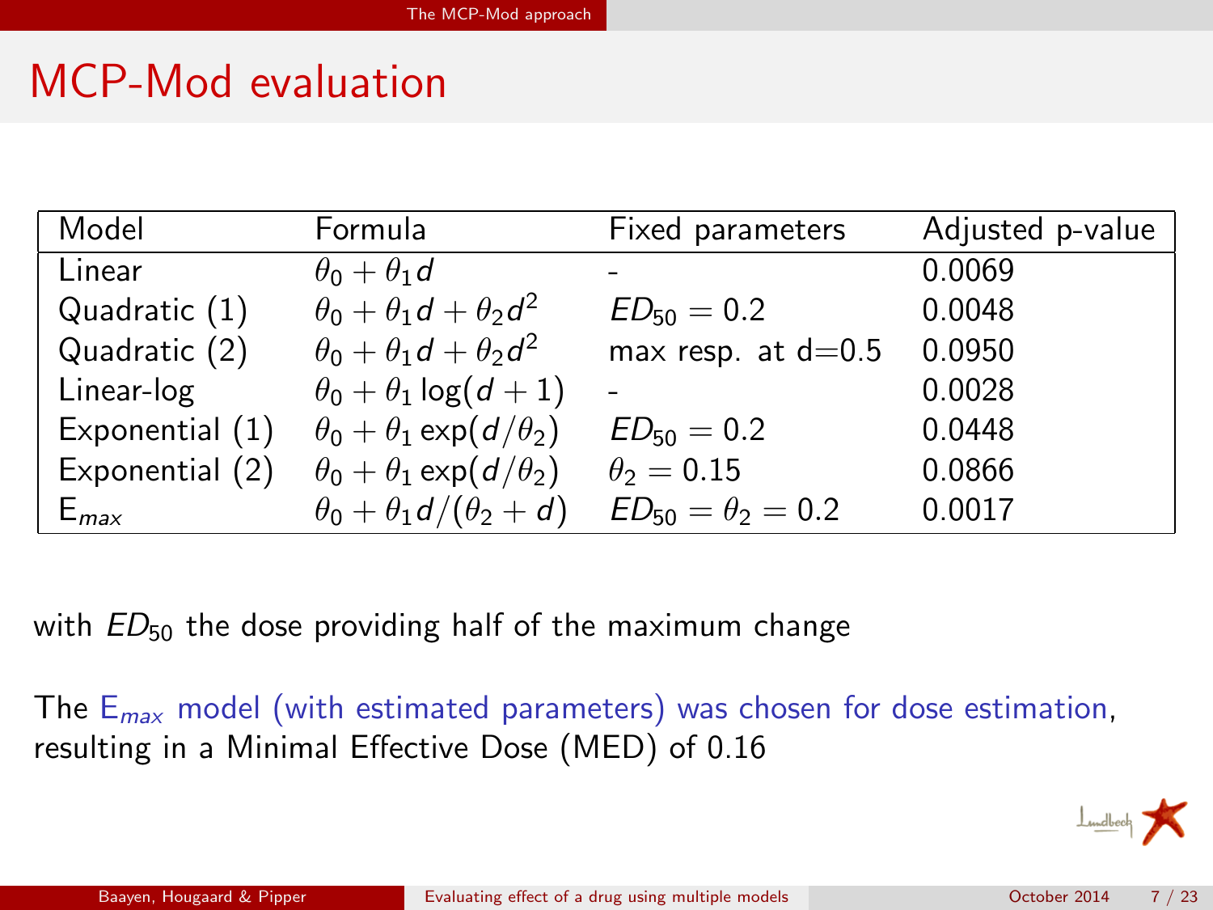# MCP-Mod evaluation

| Model | Formula | Fixed parameters | Adjusted p-value |
| --- | --- | --- | --- |
| Linear | $\theta_0 + \theta_1 d$ | - | 0.0069 |
| Quadratic (1) | $\theta_0 + \theta_1 d + \theta_2 d^2$ | $ED_{50} = 0.2$ | 0.0048 |
| Quadratic (2) | $\theta_0 + \theta_1 d + \theta_2 d^2$ | max resp. at d=0.5 | 0.0950 |
| Linear-log | $\theta_0 + \theta_1 \log(d + 1)$ | - | 0.0028 |
| Exponential (1) | $\theta_0 + \theta_1 \exp(d/\theta_2)$ | $ED_{50} = 0.2$ | 0.0448 |
| Exponential (2) | $\theta_0 + \theta_1 \exp(d/\theta_2)$ | $\theta_2 = 0.15$ | 0.0866 |
| $E_{max}$ | $\theta_0 + \theta_1 d/(\theta_2 + d)$ | $ED_{50} = \theta_2 = 0.2$ | 0.0017 |

with $ED_{50}$ the dose providing half of the maximum change

The $E_{max}$ model (with estimated parameters) was chosen for dose estimation, resulting in a Minimal Effective Dose (MED) of 0.16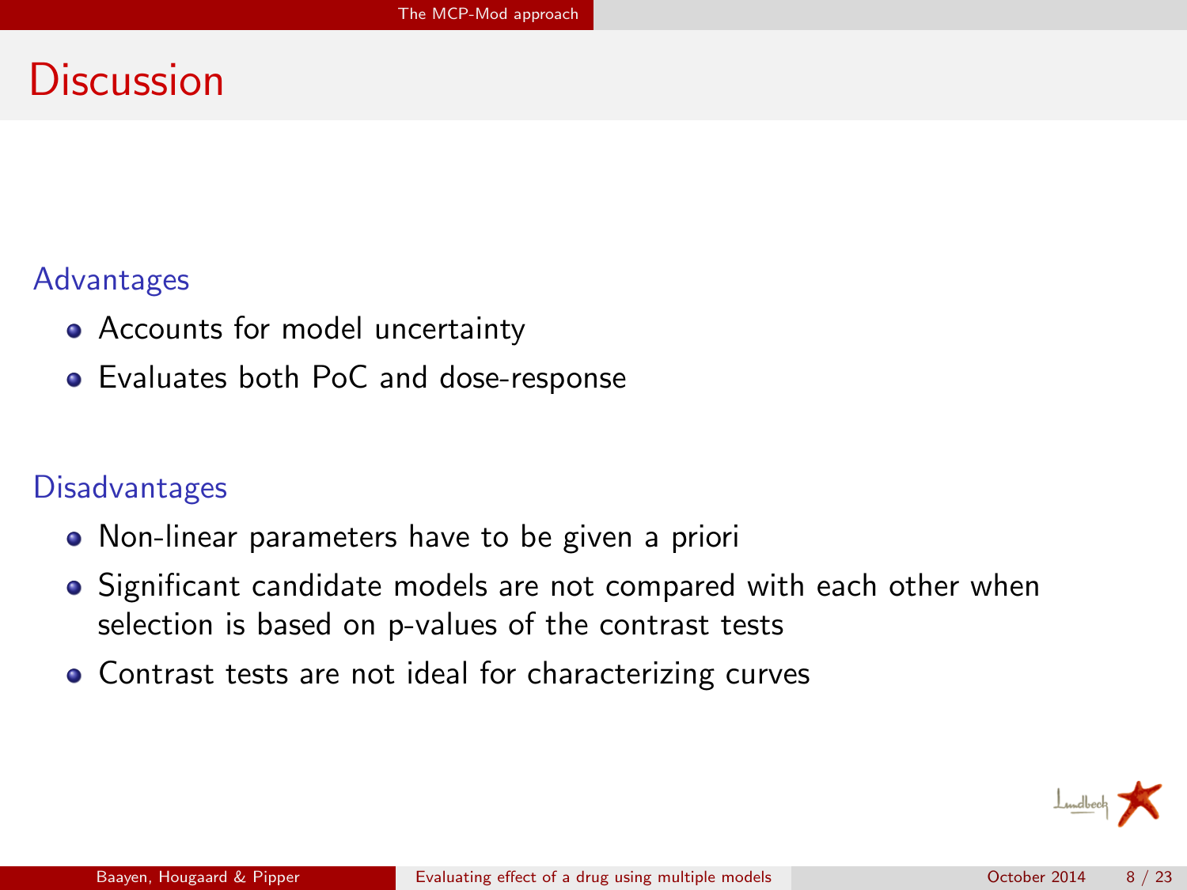# Discussion

### Advantages

- Accounts for model uncertainty
- Evaluates both PoC and dose-response

### Disadvantages

- Non-linear parameters have to be given a priori
- Significant candidate models are not compared with each other when selection is based on p-values of the contrast tests
- Contrast tests are not ideal for characterizing curves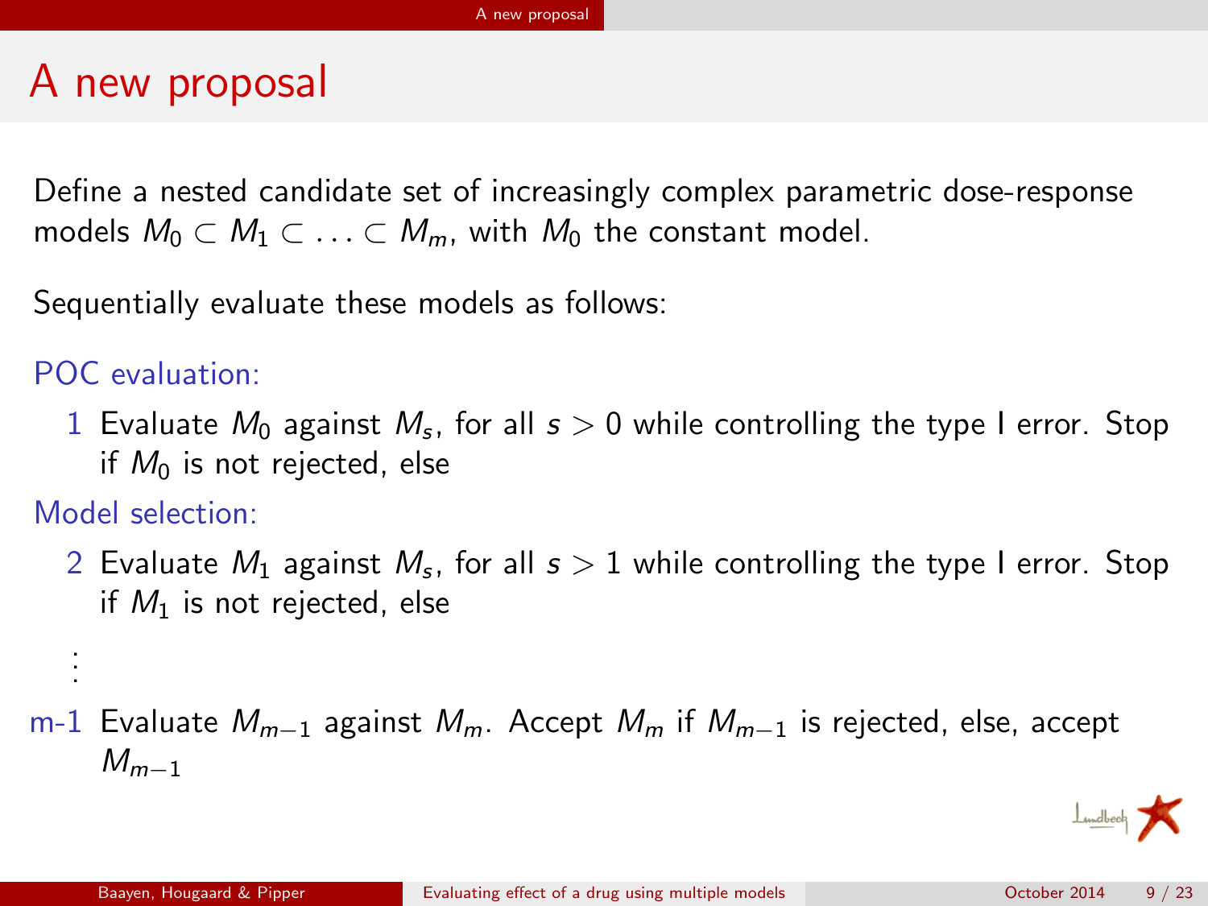# A new proposal

Define a nested candidate set of increasingly complex parametric dose-response models $M_0 \subset M_1 \subset \ldots \subset M_m$, with $M_0$ the constant model.

Sequentially evaluate these models as follows:

POC evaluation:

1 Evaluate $M_0$ against $M_s$, for all $s > 0$ while controlling the type I error. Stop if $M_0$ is not rejected, else

Model selection:

2 Evaluate $M_1$ against $M_s$, for all $s > 1$ while controlling the type I error. Stop if $M_1$ is not rejected, else

⋮

m-1 Evaluate $M_{m-1}$ against $M_m$. Accept $M_m$ if $M_{m-1}$ is rejected, else, accept $M_{m-1}$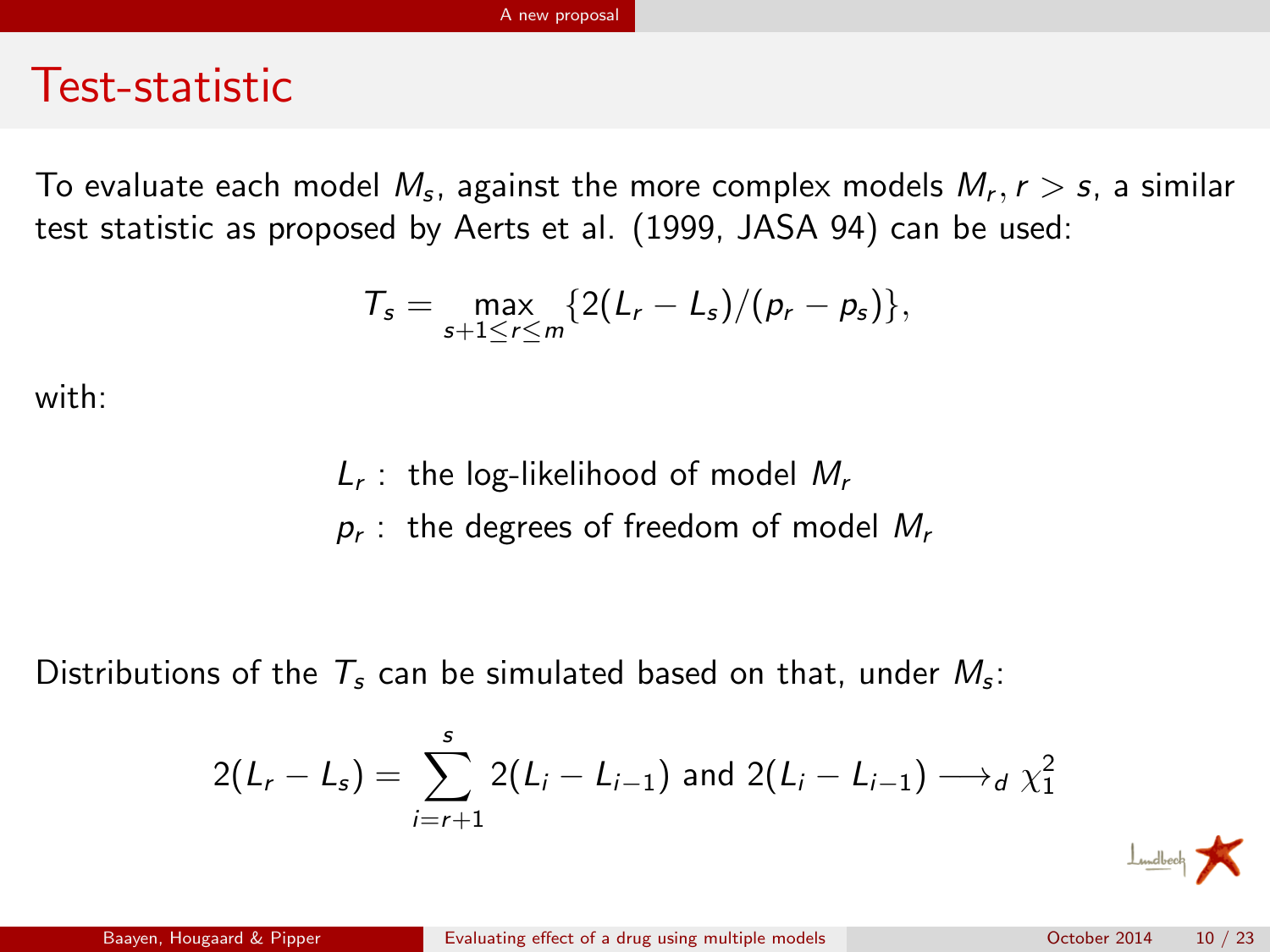# Test-statistic

To evaluate each model $M_s$, against the more complex models $M_r, r > s$, a similar test statistic as proposed by Aerts et al. (1999, JASA 94) can be used:

$$T_s = \max_{s+1 \leq r \leq m} \{2(L_r - L_s)/(p_r - p_s)\},$$

with:

$L_r$ : the log-likelihood of model $M_r$

$p_r$ : the degrees of freedom of model $M_r$

Distributions of the $T_s$ can be simulated based on that, under $M_s$:

$$2(L_r - L_s) = \sum_{i=r+1}^{s} 2(L_i - L_{i-1}) \text{ and } 2(L_i - L_{i-1}) \longrightarrow_d \chi_1^2$$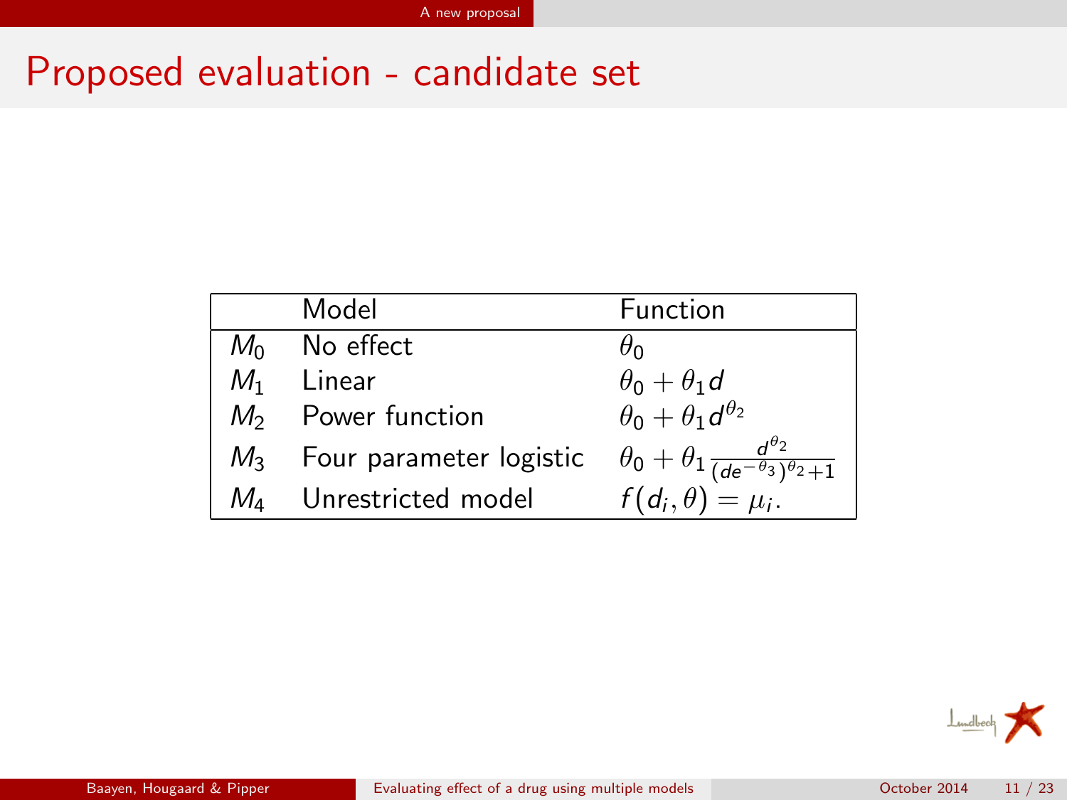# Proposed evaluation - candidate set

| | Model | Function |
|---|---|---|
| $M_0$ | No effect | $\theta_0$ |
| $M_1$ | Linear | $\theta_0 + \theta_1 d$ |
| $M_2$ | Power function | $\theta_0 + \theta_1 d^{\theta_2}$ |
| $M_3$ | Four parameter logistic | $\theta_0 + \theta_1 \frac{d^{\theta_2}}{(de^{-\theta_3})^{\theta_2}+1}$ |
| $M_4$ | Unrestricted model | $f(d_i, \theta) = \mu_i.$ |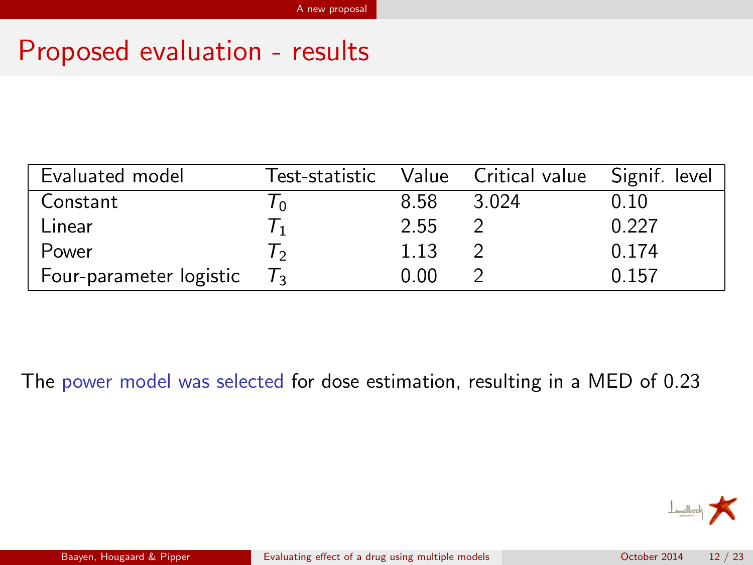# Proposed evaluation - results

| Evaluated model | Test-statistic | Value | Critical value | Signif. level |
|---|---|---|---|---|
| Constant | $T_0$ | 8.58 | 3.024 | 0.10 |
| Linear | $T_1$ | 2.55 | 2 | 0.227 |
| Power | $T_2$ | 1.13 | 2 | 0.174 |
| Four-parameter logistic | $T_3$ | 0.00 | 2 | 0.157 |

The power model was selected for dose estimation, resulting in a MED of 0.23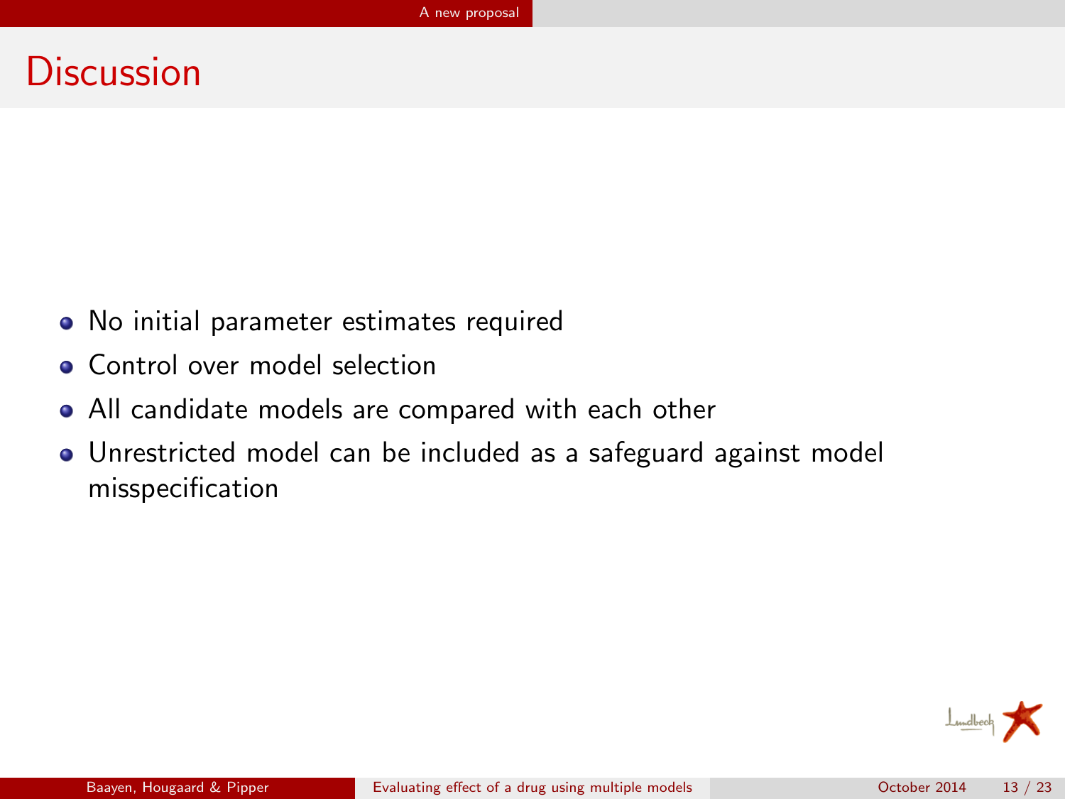# Discussion

- No initial parameter estimates required
- Control over model selection
- All candidate models are compared with each other
- Unrestricted model can be included as a safeguard against model misspecification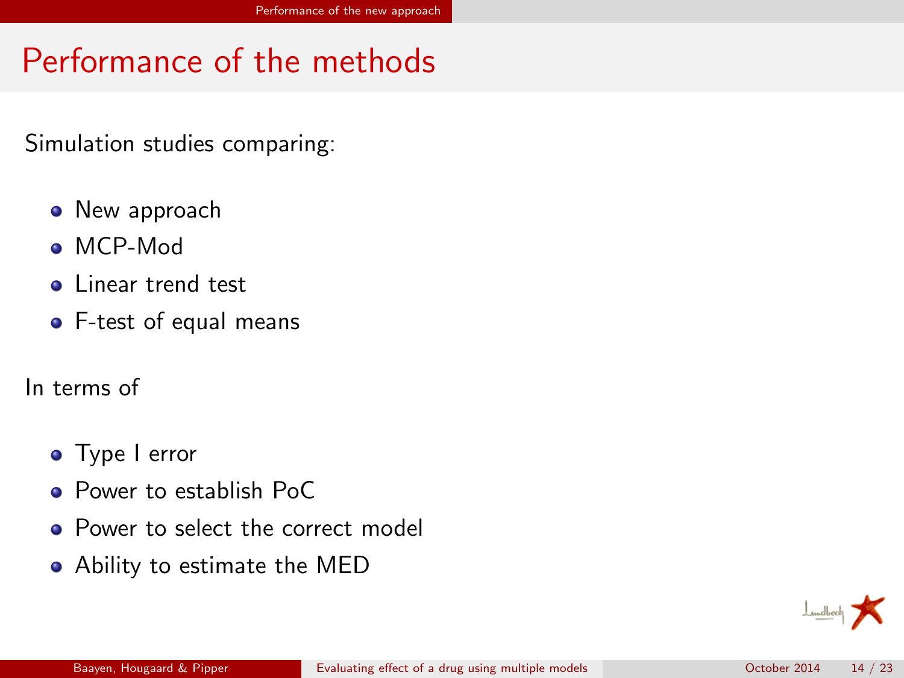# Performance of the methods

Simulation studies comparing:

- New approach
- MCP-Mod
- Linear trend test
- F-test of equal means

In terms of

- Type I error
- Power to establish PoC
- Power to select the correct model
- Ability to estimate the MED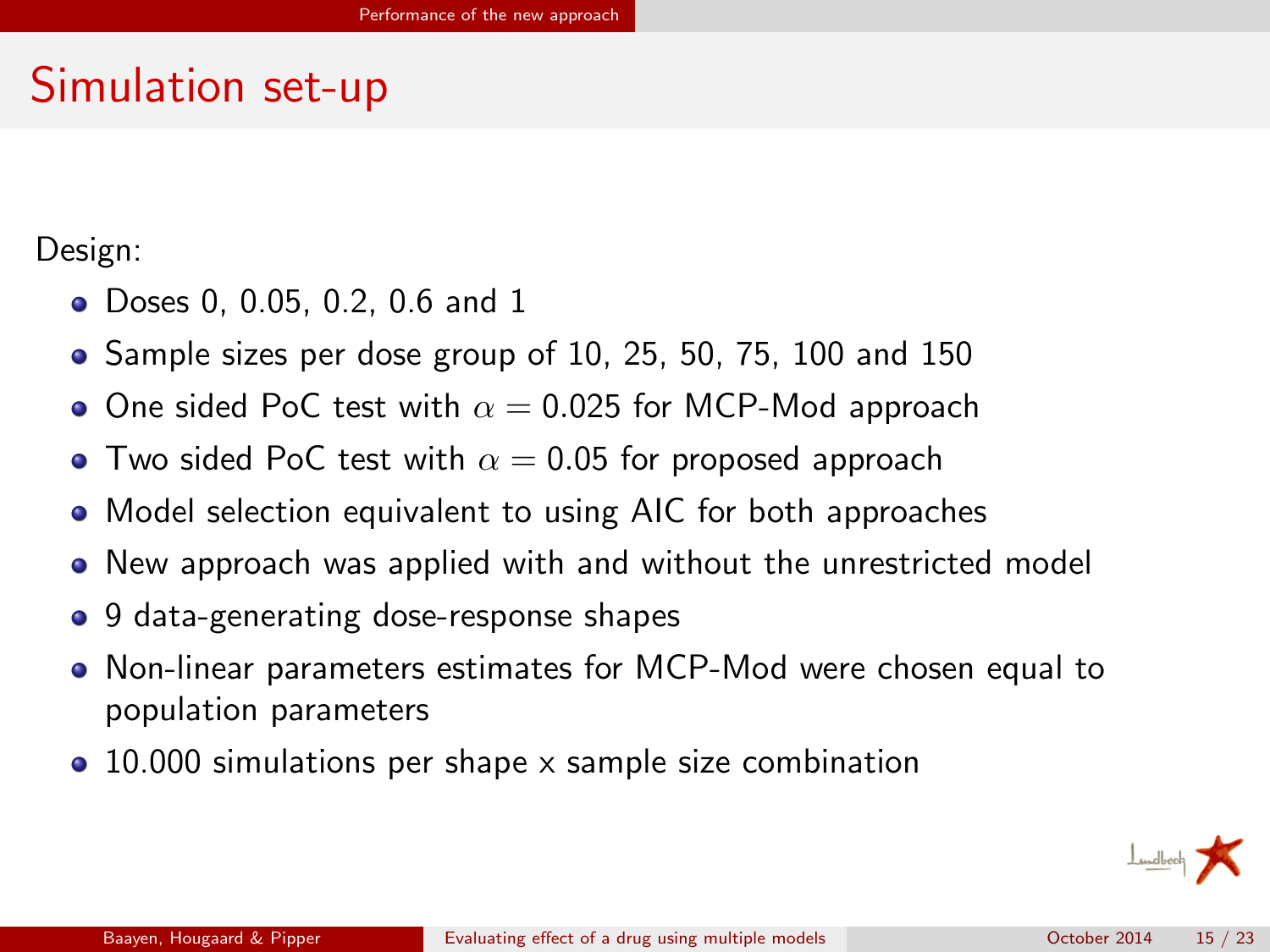# Simulation set-up

Design:

- Doses 0, 0.05, 0.2, 0.6 and 1
- Sample sizes per dose group of 10, 25, 50, 75, 100 and 150
- One sided PoC test with $\alpha = 0.025$ for MCP-Mod approach
- Two sided PoC test with $\alpha = 0.05$ for proposed approach
- Model selection equivalent to using AIC for both approaches
- New approach was applied with and without the unrestricted model
- 9 data-generating dose-response shapes
- Non-linear parameters estimates for MCP-Mod were chosen equal to population parameters
- 10.000 simulations per shape x sample size combination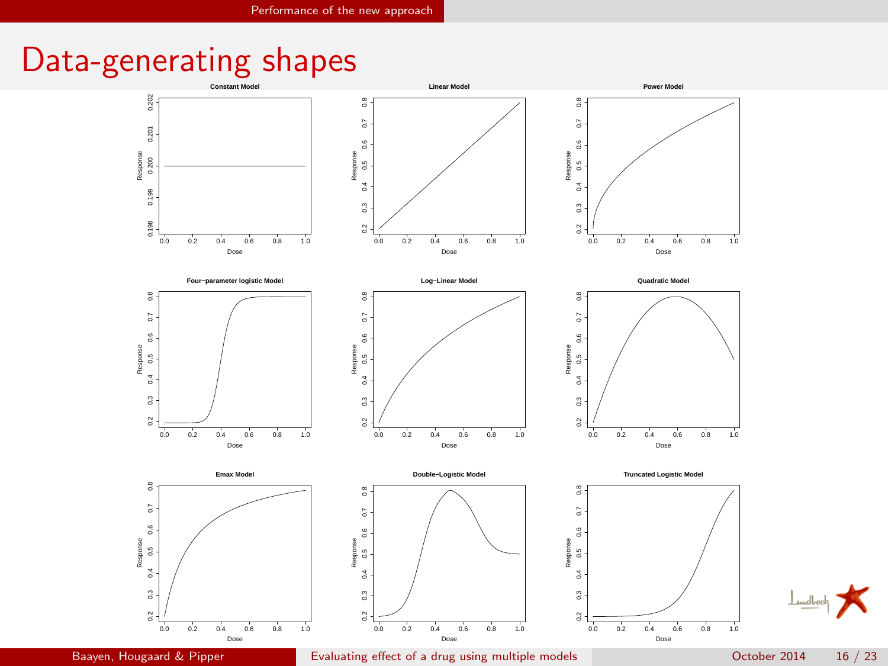# Data-generating shapes

**Constant Model**

**Linear Model**

**Power Model**

**Four−parameter logistic Model**

**Log−Linear Model**

**Quadratic Model**

**Emax Model**

**Double−Logistic Model**

**Truncated Logistic Model**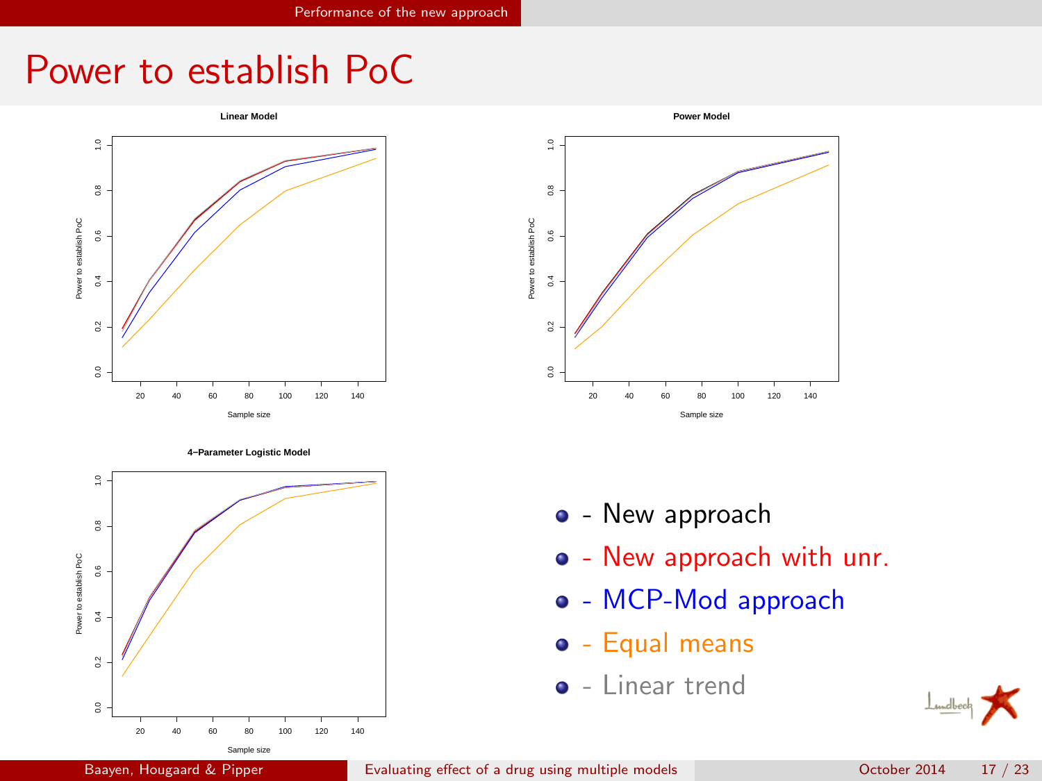# Power to establish PoC

**Linear Model**

**Power Model**

**4−Parameter Logistic Model**

- - New approach
- - New approach with unr.
- - MCP-Mod approach
- - Equal means
- - Linear trend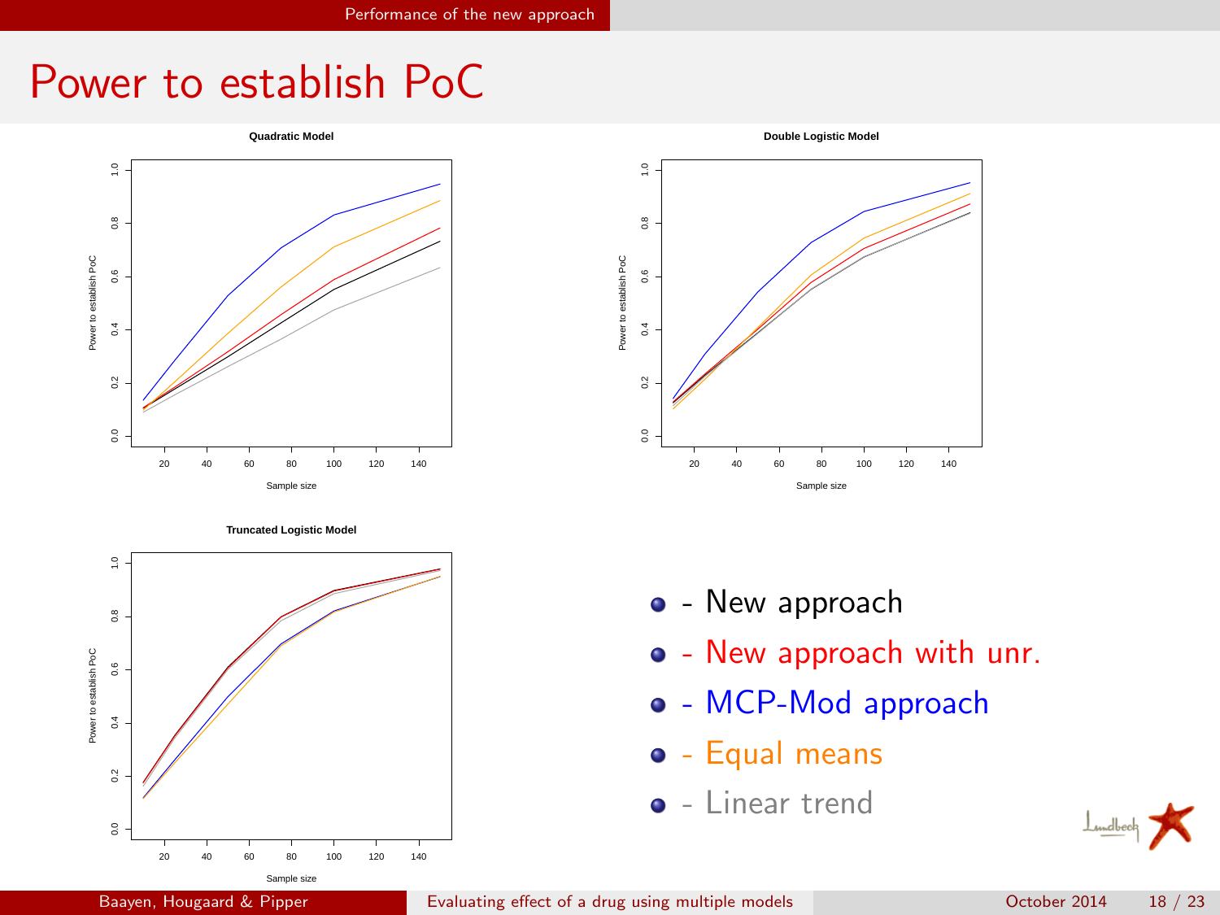# Power to establish PoC

**Quadratic Model**

**Double Logistic Model**

**Truncated Logistic Model**

- - New approach
- - New approach with unr.
- - MCP-Mod approach
- - Equal means
- - Linear trend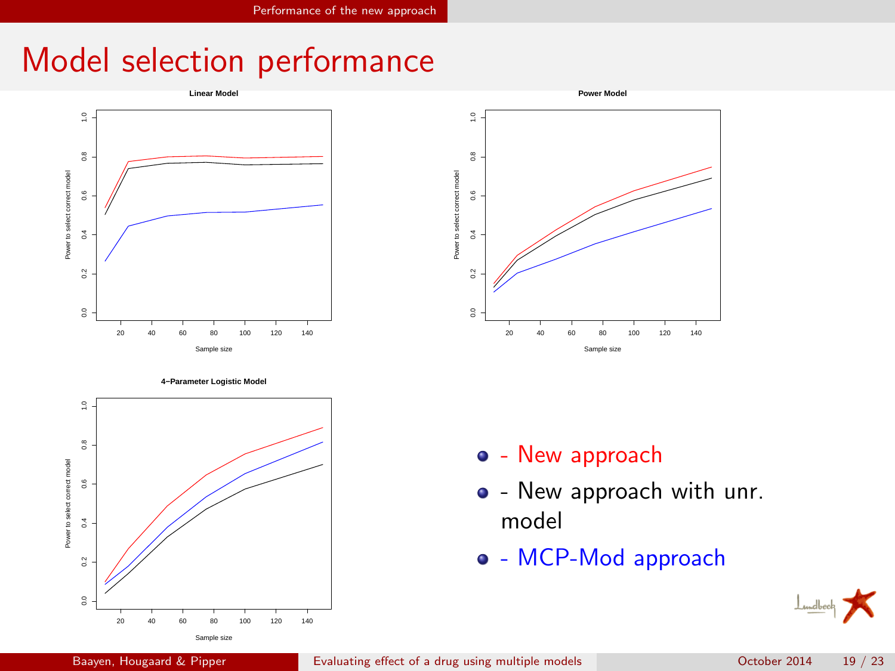# Model selection performance

**Linear Model**

**Power Model**

**4−Parameter Logistic Model**

- - New approach
- - New approach with unr. model
- - MCP-Mod approach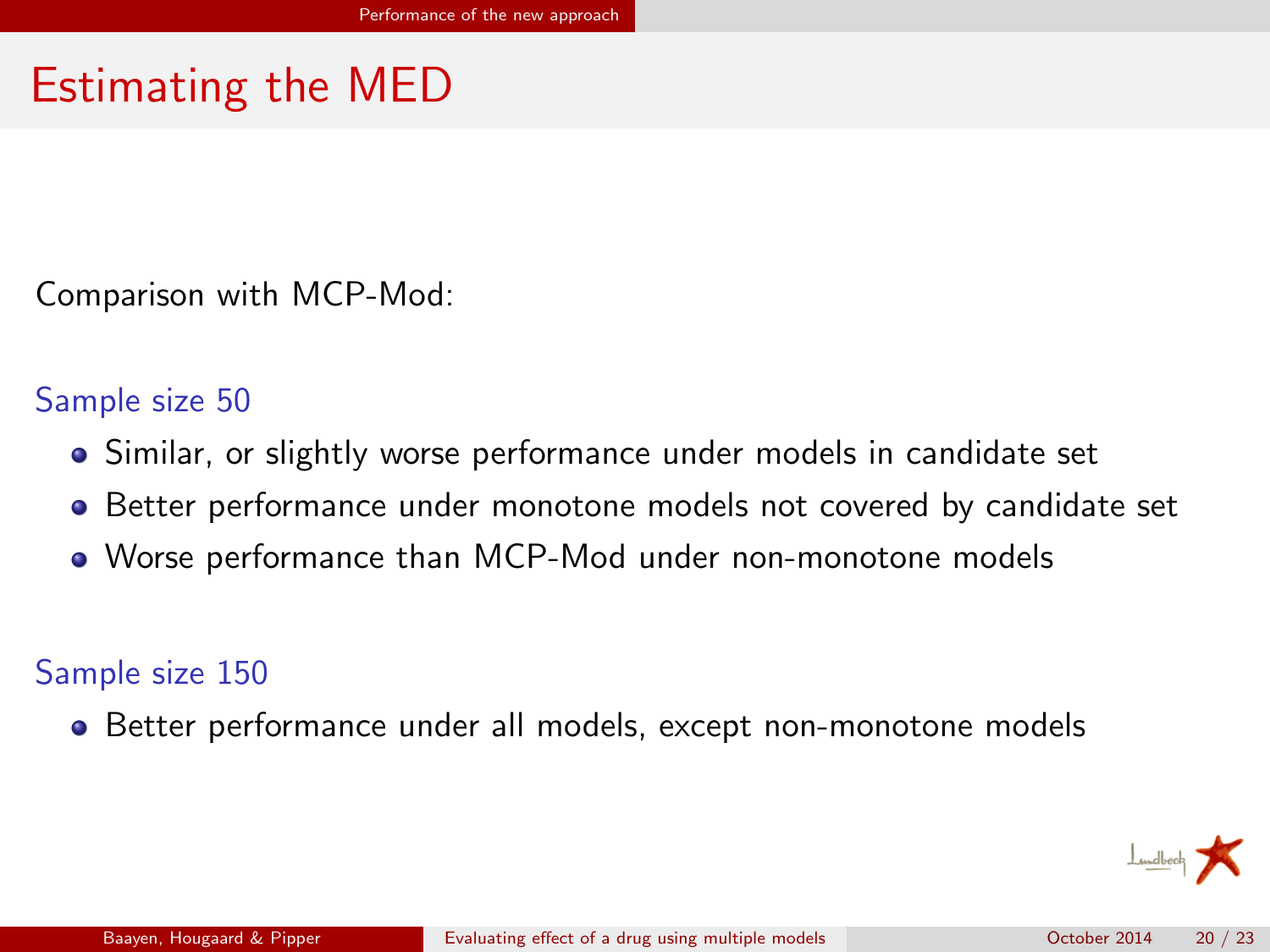# Estimating the MED

Comparison with MCP-Mod:

### Sample size 50

- Similar, or slightly worse performance under models in candidate set
- Better performance under monotone models not covered by candidate set
- Worse performance than MCP-Mod under non-monotone models

### Sample size 150

- Better performance under all models, except non-monotone models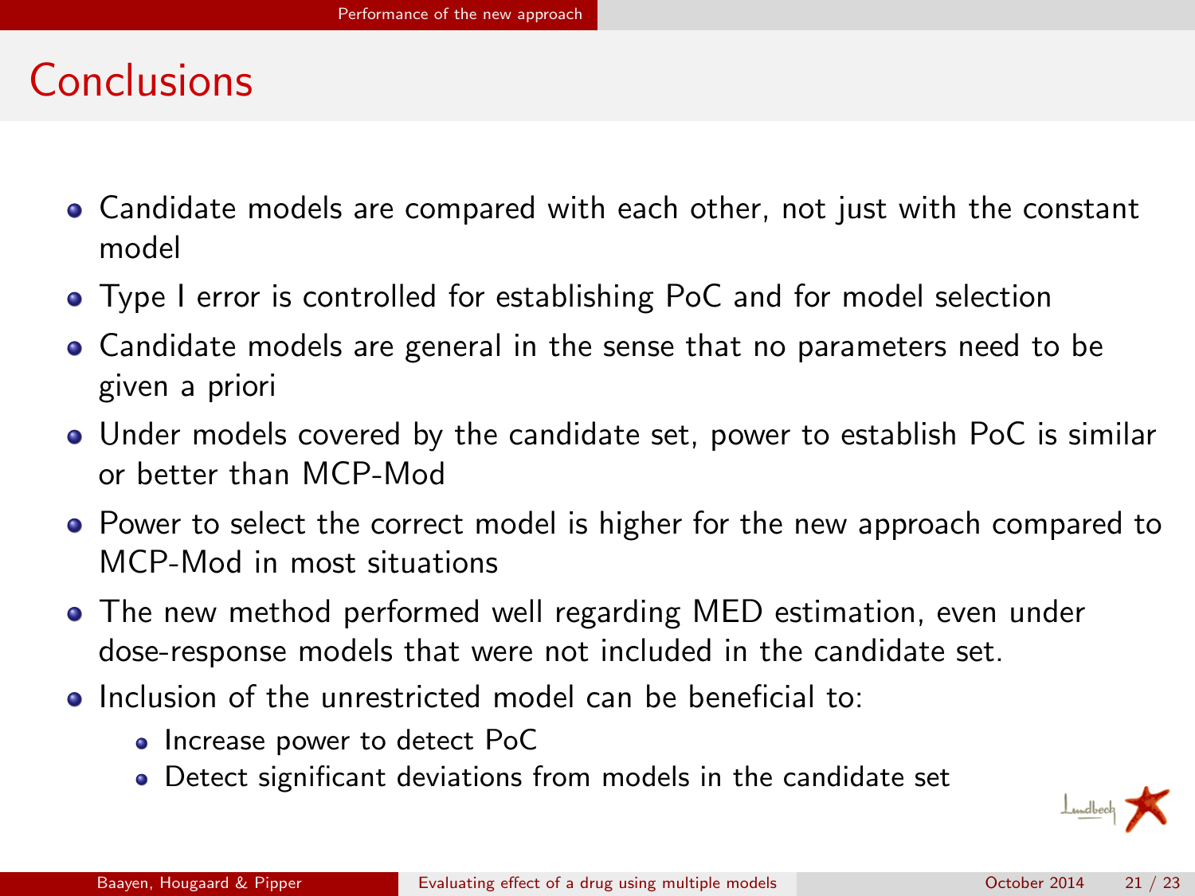# Conclusions

- Candidate models are compared with each other, not just with the constant model
- Type I error is controlled for establishing PoC and for model selection
- Candidate models are general in the sense that no parameters need to be given a priori
- Under models covered by the candidate set, power to establish PoC is similar or better than MCP-Mod
- Power to select the correct model is higher for the new approach compared to MCP-Mod in most situations
- The new method performed well regarding MED estimation, even under dose-response models that were not included in the candidate set.
- Inclusion of the unrestricted model can be beneficial to:
  - Increase power to detect PoC
  - Detect significant deviations from models in the candidate set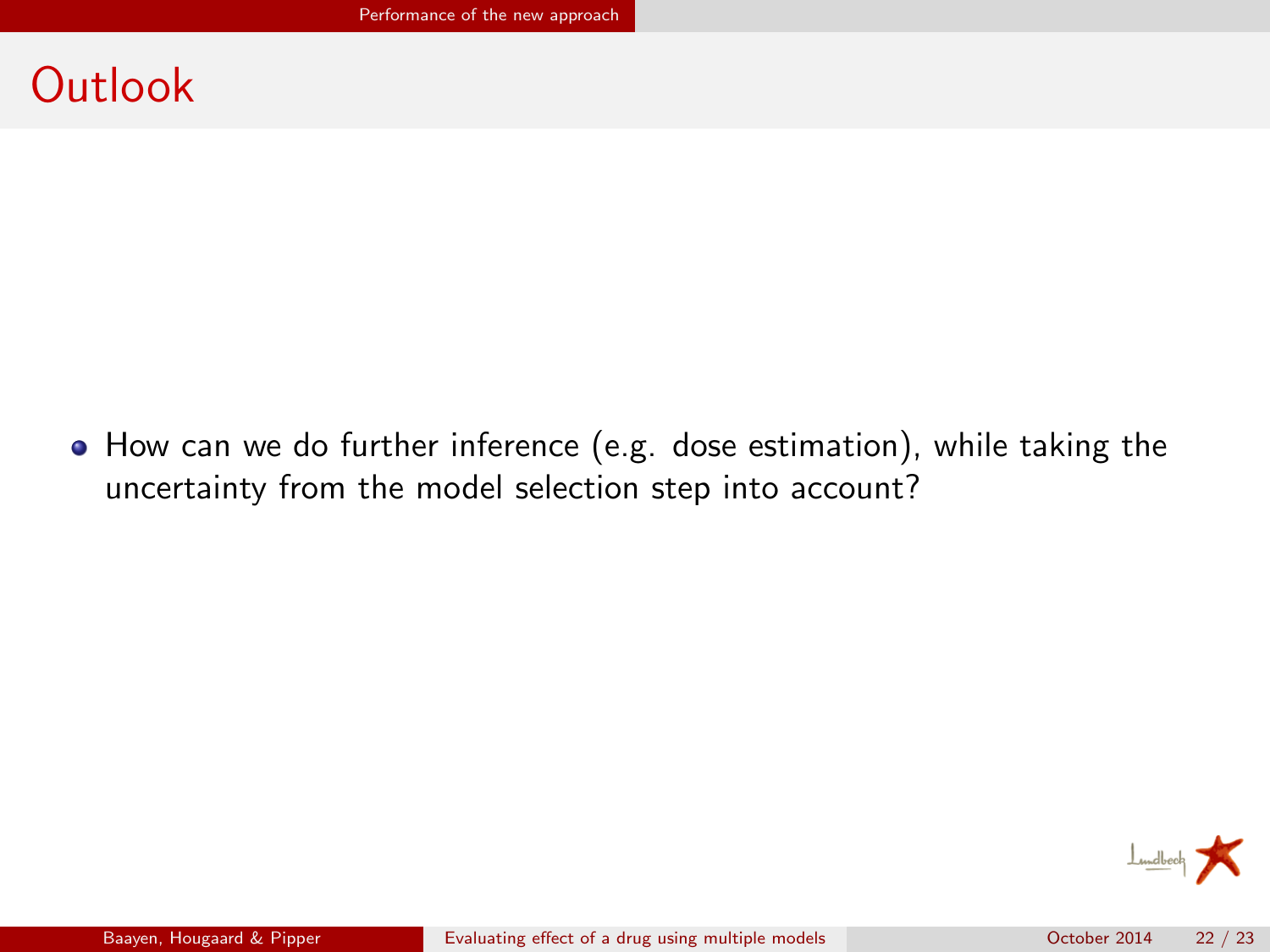# Outlook

- How can we do further inference (e.g. dose estimation), while taking the uncertainty from the model selection step into account?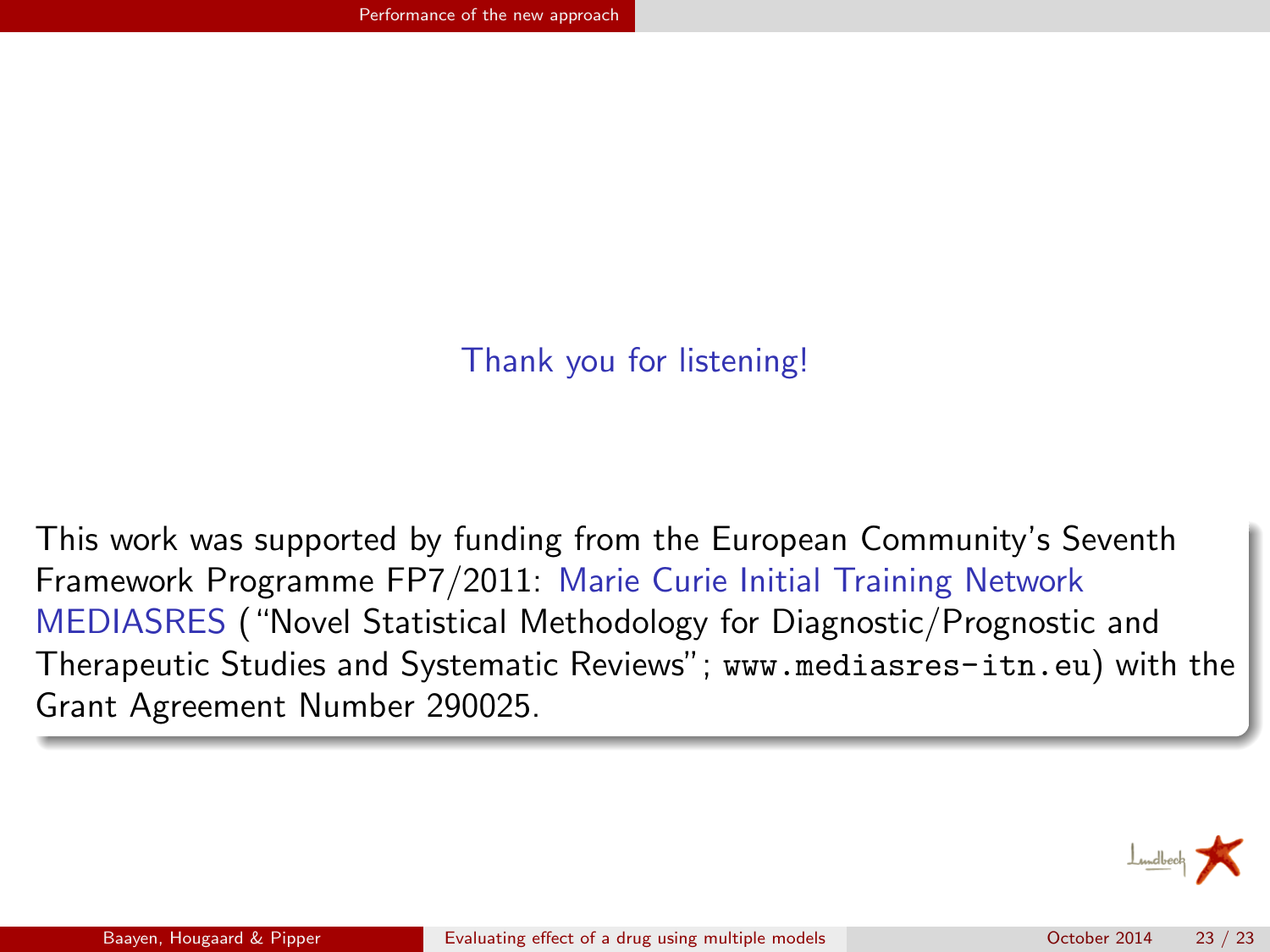Thank you for listening!

This work was supported by funding from the European Community's Seventh Framework Programme FP7/2011: Marie Curie Initial Training Network MEDIASRES ("Novel Statistical Methodology for Diagnostic/Prognostic and Therapeutic Studies and Systematic Reviews"; www.mediasres-itn.eu) with the Grant Agreement Number 290025.